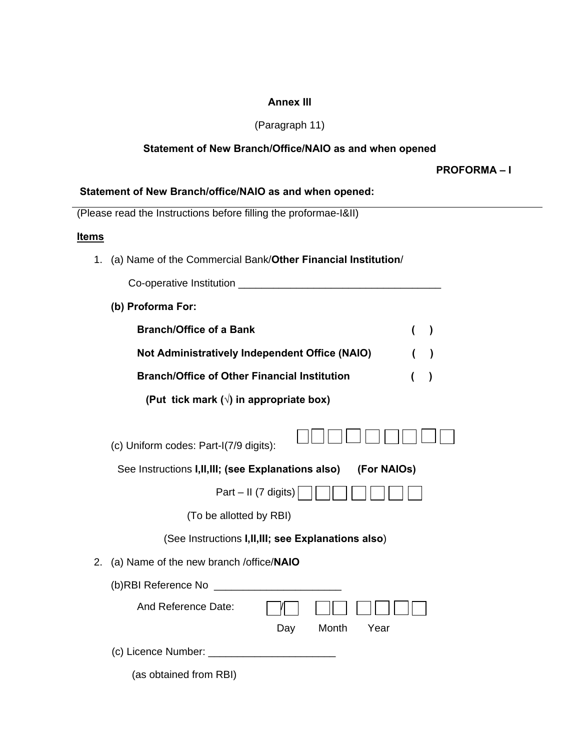**Annex III**

(Paragraph 11)

**Statement of New Branch/Office/NAIO as and when opened**

**PROFORMA – I**

**Statement of New Branch/office/NAIO as and when opened:**

(Please read the Instructions before filling the proformae-I&II)

**Items**

1. (a) Name of the Commercial Bank/**Other Financial Institution**/

   Co-operative Institution ___________________________________

   **(b) Proforma For:**

   **Branch/Office of a Bank** ( )

   **Not Administratively Independent Office (NAIO)** ( )

   **Branch/Office of Other Financial Institution** ( )

   **(Put tick mark (√) in appropriate box)**

   (c) Uniform codes: Part-I(7/9 digits): ☐☐☐☐☐☐☐☐☐

   See Instructions **I,II,III; (see Explanations also)** **(For NAIOs)**

   Part – II (7 digits) ☐☐☐☐☐☐☐

   (To be allotted by RBI)

   (See Instructions **I,II,III; see Explanations also**)

2. (a) Name of the new branch /office/**NAIO**

   (b)RBI Reference No _____________________

   And Reference Date: ☐/☐ ☐☐ ☐☐☐☐

   Day Month Year

   (c) Licence Number: ______________________

   (as obtained from RBI)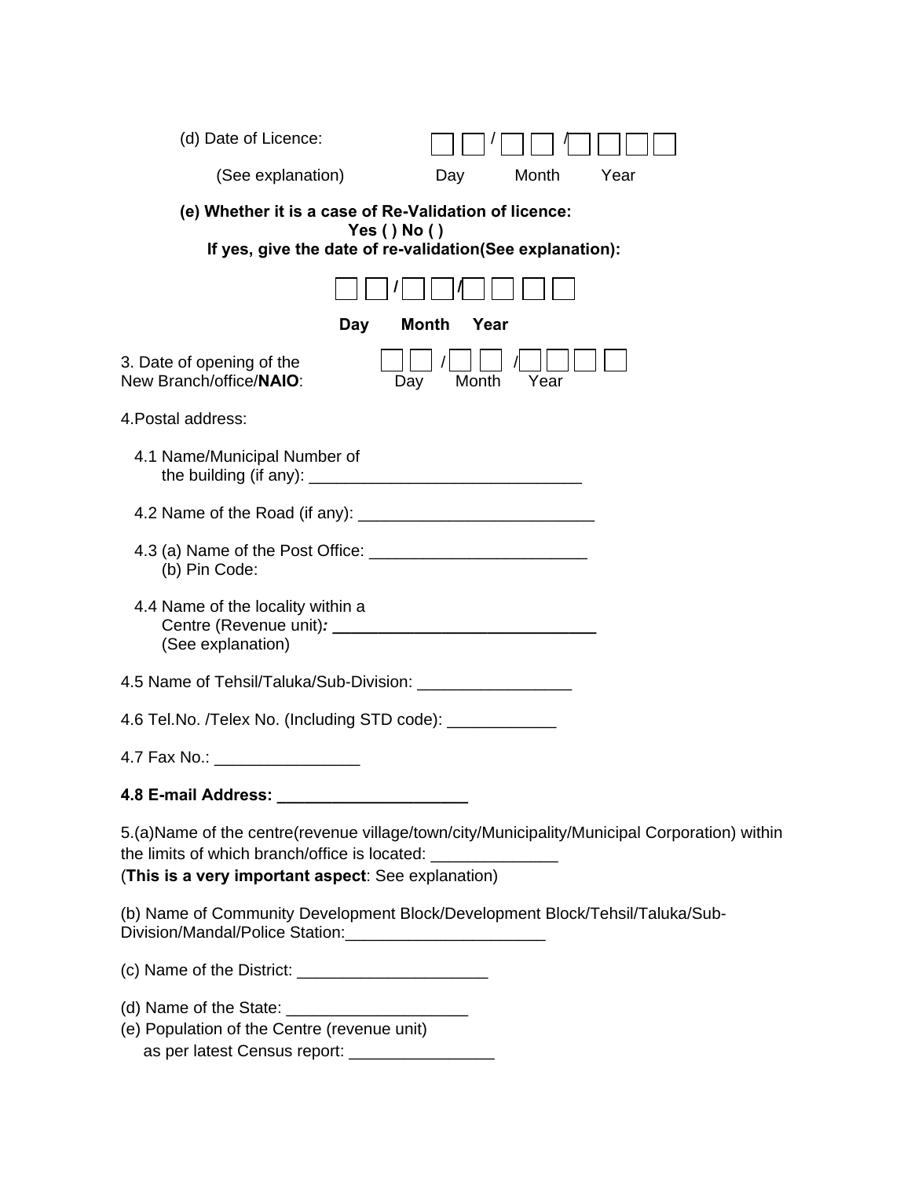(d) Date of Licence: ☐☐ / ☐☐ / ☐☐☐☐

(See explanation) Day Month Year

**(e) Whether it is a case of Re-Validation of licence:**
**Yes ( ) No ( )**
**If yes, give the date of re-validation(See explanation):**

☐☐ / ☐☐ / ☐☐☐☐

**Day Month Year**

3. Date of opening of the New Branch/office/**NAIO**: ☐☐ / ☐☐ / ☐☐☐☐
Day Month Year

4.Postal address:

4.1 Name/Municipal Number of the building (if any): ______________________________

4.2 Name of the Road (if any): _________________________

4.3 (a) Name of the Post Office: ________________________
(b) Pin Code:

4.4 Name of the locality within a Centre (Revenue unit)***:*** **_____________________________**
(See explanation)

4.5 Name of Tehsil/Taluka/Sub-Division: _________________

4.6 Tel.No. /Telex No. (Including STD code): ____________

4.7 Fax No.: ________________

**4.8 E-mail Address: _____________________**

5.(a)Name of the centre(revenue village/town/city/Municipality/Municipal Corporation) within the limits of which branch/office is located: ______________
(**This is a very important aspect**: See explanation)

(b) Name of Community Development Block/Development Block/Tehsil/Taluka/Sub-Division/Mandal/Police Station:______________________

(c) Name of the District: _____________________

(d) Name of the State: ____________________

(e) Population of the Centre (revenue unit) as per latest Census report: ________________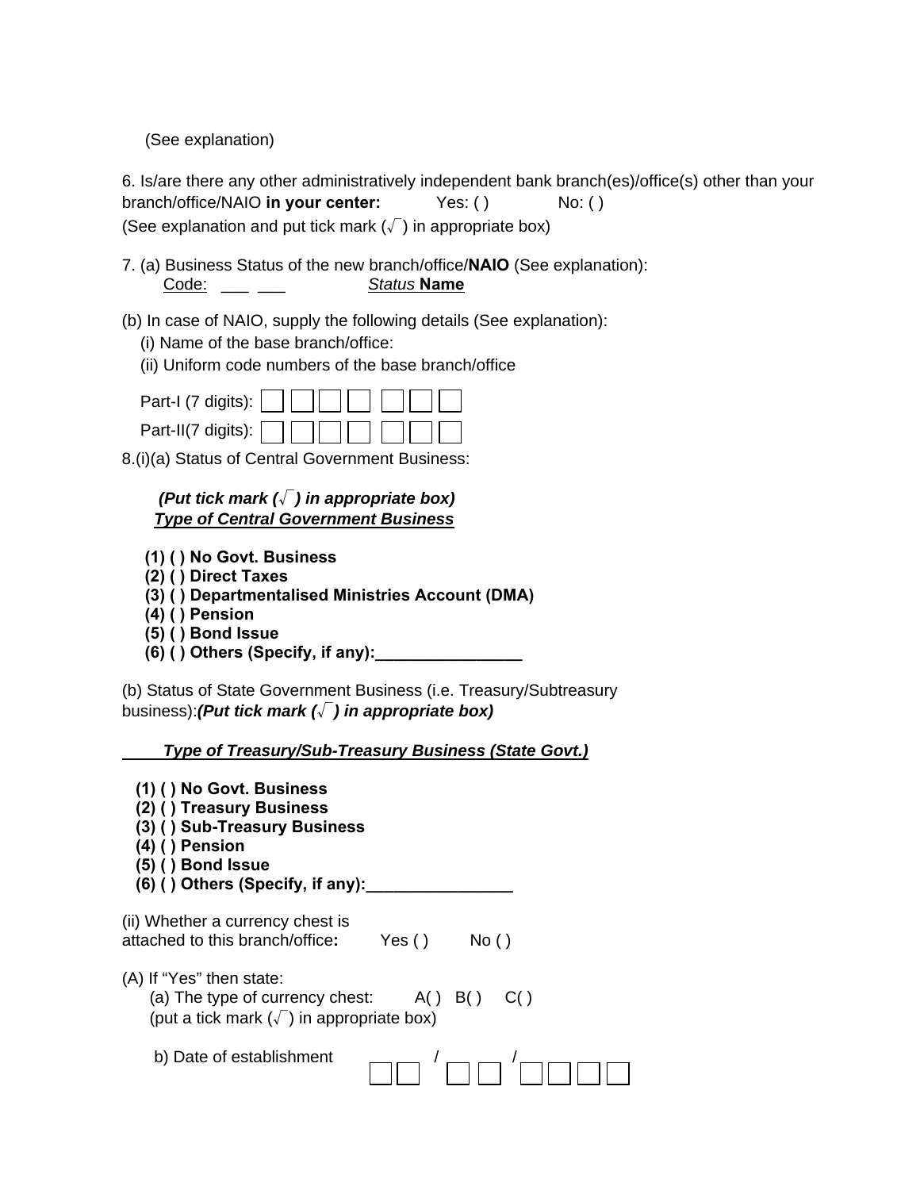(See explanation)

6. Is/are there any other administratively independent bank branch(es)/office(s) other than your branch/office/NAIO **in your center:** Yes: ( ) No: ( )
(See explanation and put tick mark (√) in appropriate box)

7. (a) Business Status of the new branch/office/**NAIO** (See explanation):
Code: ___ ___ *Status* **Name**

(b) In case of NAIO, supply the following details (See explanation):
(i) Name of the base branch/office:
(ii) Uniform code numbers of the base branch/office

Part-I (7 digits): ☐☐☐☐ ☐☐☐
Part-II(7 digits): ☐☐☐☐ ☐☐☐

8.(i)(a) Status of Central Government Business:

***(Put tick mark (√) in appropriate box)***
***Type of Central Government Business***

**(1) ( ) No Govt. Business**
**(2) ( ) Direct Taxes**
**(3) ( ) Departmentalised Ministries Account (DMA)**
**(4) ( ) Pension**
**(5) ( ) Bond Issue**
**(6) ( ) Others (Specify, if any):________________**

(b) Status of State Government Business (i.e. Treasury/Subtreasury business):***(Put tick mark (√) in appropriate box)***

***Type of Treasury/Sub-Treasury Business (State Govt.)***

**(1) ( ) No Govt. Business**
**(2) ( ) Treasury Business**
**(3) ( ) Sub-Treasury Business**
**(4) ( ) Pension**
**(5) ( ) Bond Issue**
**(6) ( ) Others (Specify, if any):________________**

(ii) Whether a currency chest is attached to this branch/office**:** Yes ( ) No ( )

(A) If "Yes" then state:
(a) The type of currency chest: A( ) B( ) C( )
(put a tick mark (√) in appropriate box)

b) Date of establishment ☐☐ / ☐☐ / ☐☐☐☐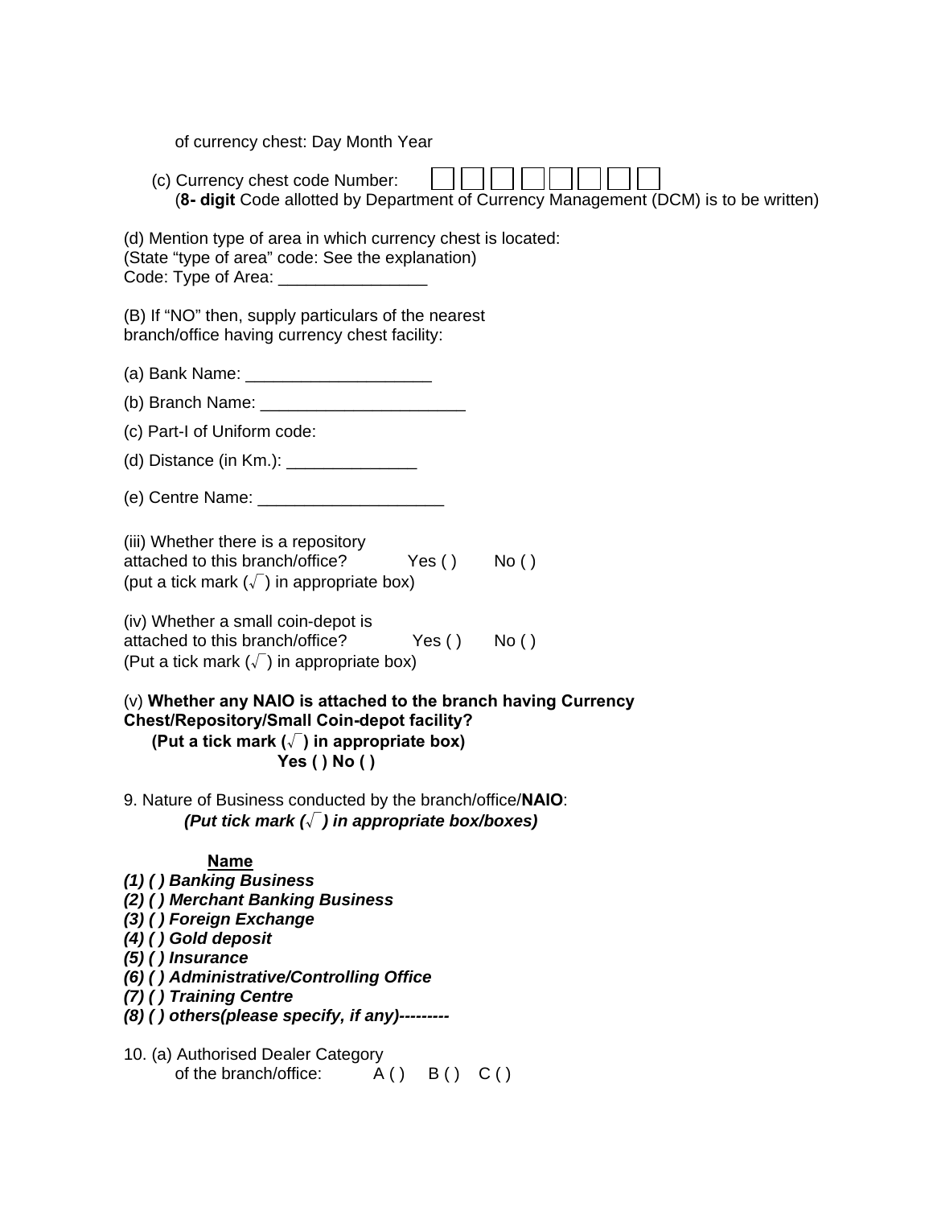of currency chest: Day Month Year

(c) Currency chest code Number: ☐☐☐☐☐☐☐☐
(**8- digit** Code allotted by Department of Currency Management (DCM) is to be written)

(d) Mention type of area in which currency chest is located:
(State "type of area" code: See the explanation)
Code: Type of Area: ________________

(B) If "NO" then, supply particulars of the nearest branch/office having currency chest facility:

(a) Bank Name: ____________________

(b) Branch Name: ______________________

(c) Part-I of Uniform code:

(d) Distance (in Km.): ______________

(e) Centre Name: ____________________

(iii) Whether there is a repository attached to this branch/office? Yes ( ) No ( )
(put a tick mark (√) in appropriate box)

(iv) Whether a small coin-depot is attached to this branch/office? Yes ( ) No ( )
(Put a tick mark (√) in appropriate box)

(v) **Whether any NAIO is attached to the branch having Currency Chest/Repository/Small Coin-depot facility?**
**(Put a tick mark (√) in appropriate box)**
**Yes ( ) No ( )**

9. Nature of Business conducted by the branch/office/**NAIO**:
***(Put tick mark (√) in appropriate box/boxes)***

**Name**

***(1) ( ) Banking Business***
***(2) ( ) Merchant Banking Business***
***(3) ( ) Foreign Exchange***
***(4) ( ) Gold deposit***
***(5) ( ) Insurance***
***(6) ( ) Administrative/Controlling Office***
***(7) ( ) Training Centre***
***(8) ( ) others(please specify, if any)---------***

10. (a) Authorised Dealer Category of the branch/office: A ( ) B ( ) C ( )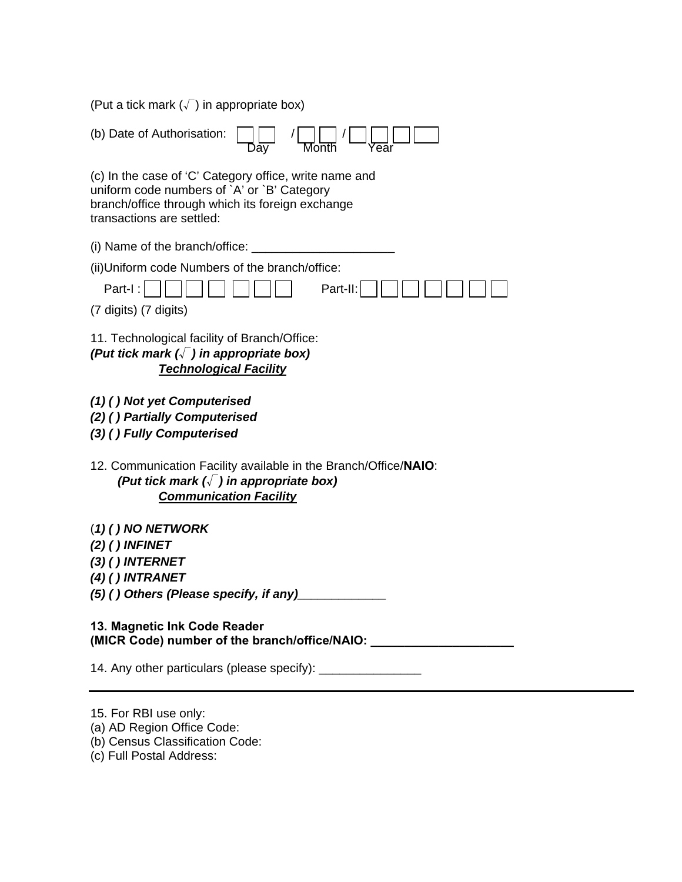(Put a tick mark (√) in appropriate box)

(b) Date of Authorisation: ☐☐ / ☐☐ / ☐☐☐☐
Day Month Year

(c) In the case of 'C' Category office, write name and uniform code numbers of `A' or `B' Category branch/office through which its foreign exchange transactions are settled:

(i) Name of the branch/office: _____________________

(ii)Uniform code Numbers of the branch/office:

Part-I : ☐☐☐☐☐☐☐ Part-II: ☐☐☐☐☐☐☐

(7 digits) (7 digits)

11. Technological facility of Branch/Office:
***(Put tick mark (√) in appropriate box)***
***<u>Technological Facility</u>***

***(1) ( ) Not yet Computerised***
***(2) ( ) Partially Computerised***
***(3) ( ) Fully Computerised***

12. Communication Facility available in the Branch/Office/**NAIO**:
***(Put tick mark (√) in appropriate box)***
***<u>Communication Facility</u>***

(***1) ( ) NO NETWORK***
***(2) ( ) INFINET***
***(3) ( ) INTERNET***
***(4) ( ) INTRANET***
***(5) ( ) Others (Please specify, if any)_____________***

**13. Magnetic Ink Code Reader**
**(MICR Code) number of the branch/office/NAIO: _____________________**

14. Any other particulars (please specify): _______________

---

15. For RBI use only:
(a) AD Region Office Code:
(b) Census Classification Code:
(c) Full Postal Address: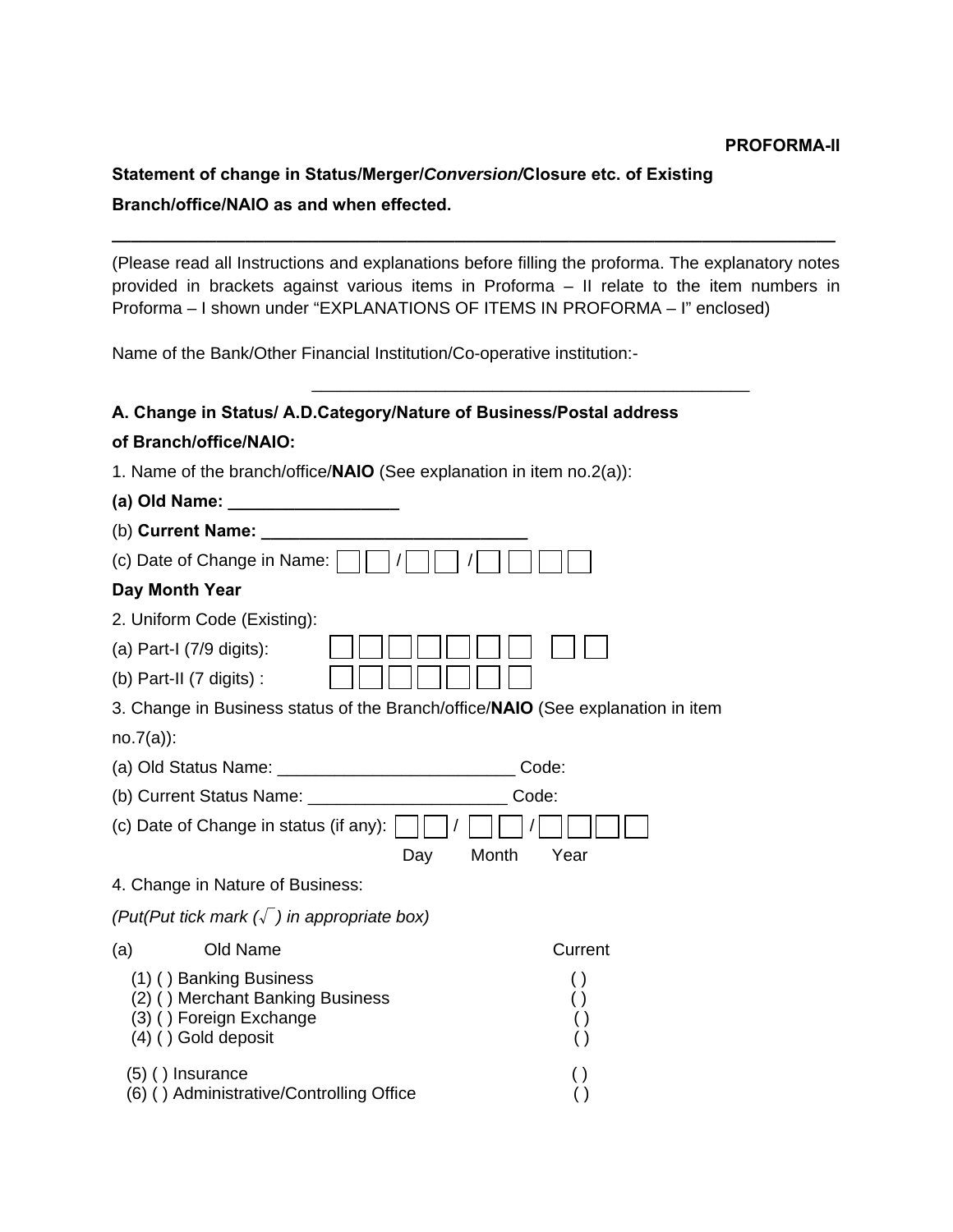**PROFORMA-II**

**Statement of change in Status/Merger/*Conversion*/Closure etc. of Existing Branch/office/NAIO as and when effected.**

---

(Please read all Instructions and explanations before filling the proforma. The explanatory notes provided in brackets against various items in Proforma – II relate to the item numbers in Proforma – I shown under "EXPLANATIONS OF ITEMS IN PROFORMA – I" enclosed)

Name of the Bank/Other Financial Institution/Co-operative institution:-

\_\_\_\_\_\_\_\_\_\_\_\_\_\_\_\_\_\_\_\_\_\_\_\_\_\_\_\_\_\_\_\_\_\_\_\_\_\_\_\_\_\_\_\_\_\_

**A. Change in Status/ A.D.Category/Nature of Business/Postal address of Branch/office/NAIO:**

1. Name of the branch/office/**NAIO** (See explanation in item no.2(a)):

**(a) Old Name: \_\_\_\_\_\_\_\_\_\_\_\_\_\_\_\_\_\_**

(b) **Current Name: \_\_\_\_\_\_\_\_\_\_\_\_\_\_\_\_\_\_\_\_\_\_\_\_\_\_\_\_**

(c) Date of Change in Name: ☐☐ / ☐☐ / ☐☐☐☐

**Day Month Year**

2. Uniform Code (Existing):

(a) Part-I (7/9 digits): ☐☐☐☐☐☐☐ ☐☐

(b) Part-II (7 digits) : ☐☐☐☐☐☐☐

3. Change in Business status of the Branch/office/**NAIO** (See explanation in item no.7(a)):

(a) Old Status Name: \_\_\_\_\_\_\_\_\_\_\_\_\_\_\_\_\_\_\_\_\_\_\_\_\_ Code:

(b) Current Status Name: \_\_\_\_\_\_\_\_\_\_\_\_\_\_\_\_\_\_\_\_\_ Code:

(c) Date of Change in status (if any): ☐☐ / ☐☐ / ☐☐☐☐

Day Month Year

4. Change in Nature of Business:

*(Put(Put tick mark (√) in appropriate box)*

| (a) Old Name | Current |
|---|---|
| (1) ( ) Banking Business | ( ) |
| (2) ( ) Merchant Banking Business | ( ) |
| (3) ( ) Foreign Exchange | ( ) |
| (4) ( ) Gold deposit | ( ) |
| (5) ( ) Insurance | ( ) |
| (6) ( ) Administrative/Controlling Office | ( ) |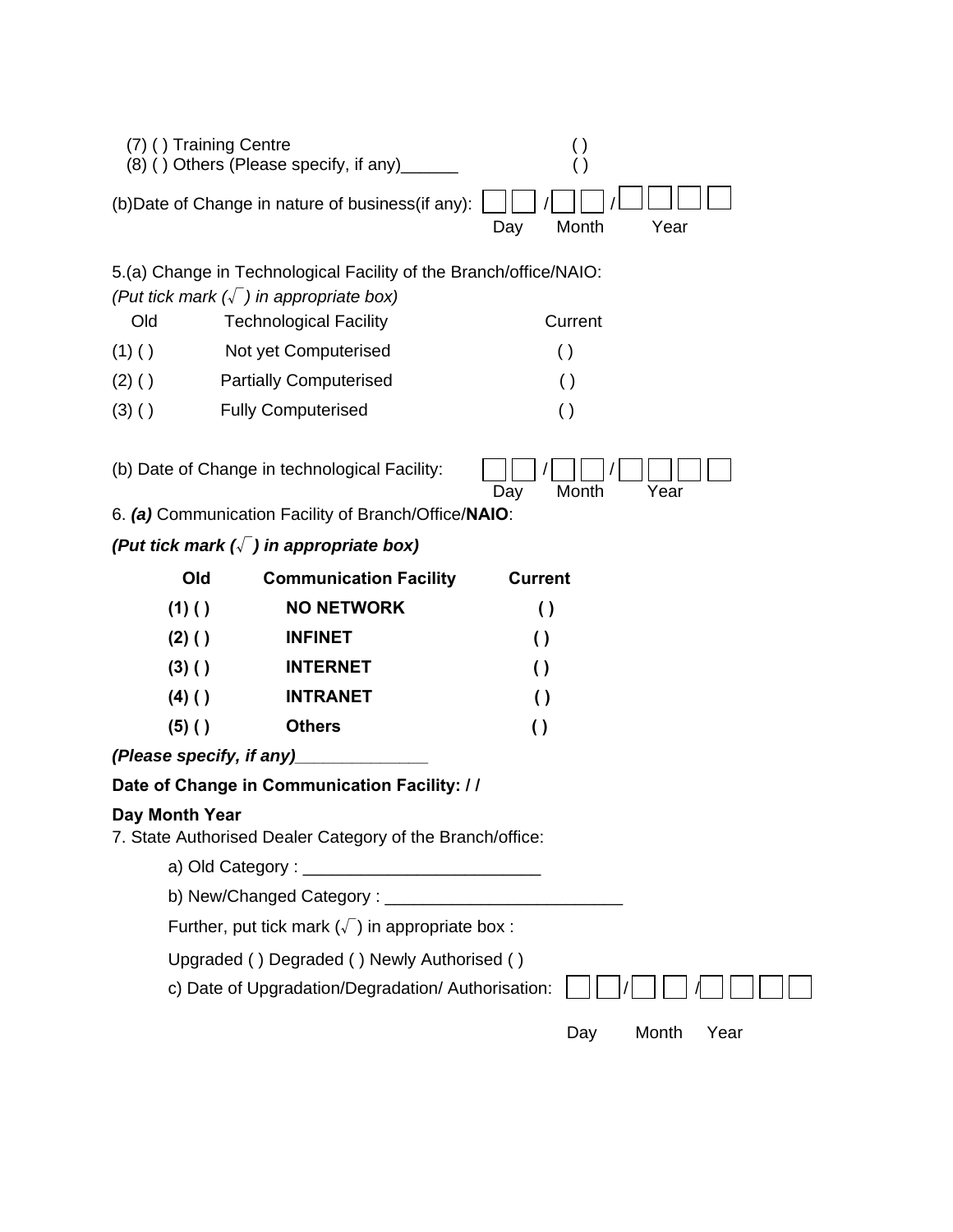(7) ( ) Training Centre ( )
(8) ( ) Others (Please specify, if any)______ ( )

(b)Date of Change in nature of business(if any): ☐☐ / ☐☐ / ☐☐☐☐
Day Month Year

5.(a) Change in Technological Facility of the Branch/office/NAIO:

*(Put tick mark (√ ) in appropriate box)*

| Old | Technological Facility | Current |
|---|---|---|
| (1) ( ) | Not yet Computerised | ( ) |
| (2) ( ) | Partially Computerised | ( ) |
| (3) ( ) | Fully Computerised | ( ) |

(b) Date of Change in technological Facility: ☐☐ / ☐☐ / ☐☐☐☐
Day Month Year

6. ***(a)*** Communication Facility of Branch/Office/**NAIO**:

***(Put tick mark (√ ) in appropriate box)***

| **Old** | **Communication Facility** | **Current** |
|---|---|---|
| **(1) ( )** | **NO NETWORK** | **( )** |
| **(2) ( )** | **INFINET** | **( )** |
| **(3) ( )** | **INTERNET** | **( )** |
| **(4) ( )** | **INTRANET** | **( )** |
| **(5) ( )** | **Others** | **( )** |

***(Please specify, if any)______________***

**Date of Change in Communication Facility: / /**

**Day Month Year**

7. State Authorised Dealer Category of the Branch/office:

a) Old Category : _________________________

b) New/Changed Category : _________________________

Further, put tick mark (√ ) in appropriate box :

Upgraded ( ) Degraded ( ) Newly Authorised ( )

c) Date of Upgradation/Degradation/ Authorisation: ☐☐ / ☐☐ / ☐☐☐☐
Day Month Year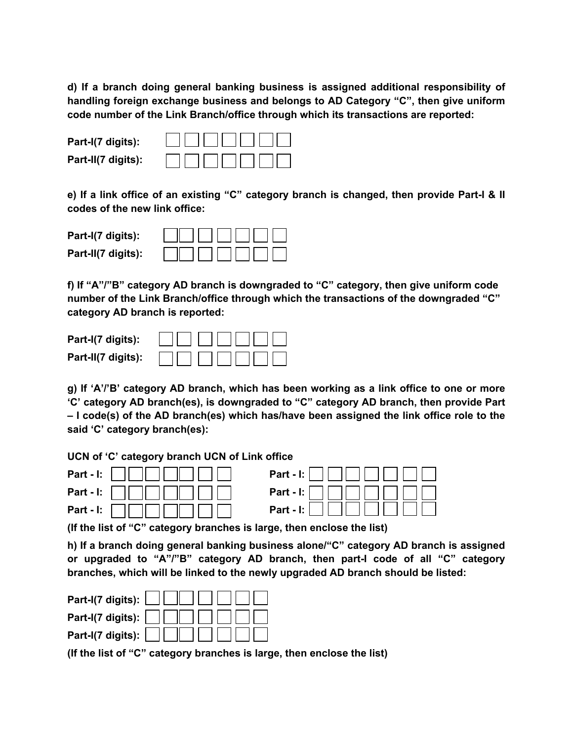**d) If a branch doing general banking business is assigned additional responsibility of handling foreign exchange business and belongs to AD Category "C", then give uniform code number of the Link Branch/office through which its transactions are reported:**

**Part-I(7 digits):** ☐☐☐☐☐☐☐

**Part-II(7 digits):** ☐☐☐☐☐☐☐

**e) If a link office of an existing "C" category branch is changed, then provide Part-I & II codes of the new link office:**

**Part-I(7 digits):** ☐☐☐☐☐☐☐

**Part-II(7 digits):** ☐☐☐☐☐☐☐

**f) If "A"/"B" category AD branch is downgraded to "C" category, then give uniform code number of the Link Branch/office through which the transactions of the downgraded "C" category AD branch is reported:**

**Part-I(7 digits):** ☐☐☐☐☐☐☐

**Part-II(7 digits):** ☐☐☐☐☐☐☐

**g) If 'A'/'B' category AD branch, which has been working as a link office to one or more 'C' category AD branch(es), is downgraded to "C" category AD branch, then provide Part – I code(s) of the AD branch(es) which has/have been assigned the link office role to the said 'C' category branch(es):**

| **UCN of 'C' category branch** | **UCN of Link office** |
|---|---|
| **Part - I:** ☐☐☐☐☐☐☐ | **Part - I:** ☐☐☐☐☐☐☐ |
| **Part - I:** ☐☐☐☐☐☐☐ | **Part - I:** ☐☐☐☐☐☐☐ |
| **Part - I:** ☐☐☐☐☐☐☐ | **Part - I:** ☐☐☐☐☐☐☐ |

**(If the list of "C" category branches is large, then enclose the list)**

**h) If a branch doing general banking business alone/"C" category AD branch is assigned or upgraded to "A"/"B" category AD branch, then part-I code of all "C" category branches, which will be linked to the newly upgraded AD branch should be listed:**

**Part-I(7 digits):** ☐☐☐☐☐☐☐

**Part-I(7 digits):** ☐☐☐☐☐☐☐

**Part-I(7 digits):** ☐☐☐☐☐☐☐

**(If the list of "C" category branches is large, then enclose the list)**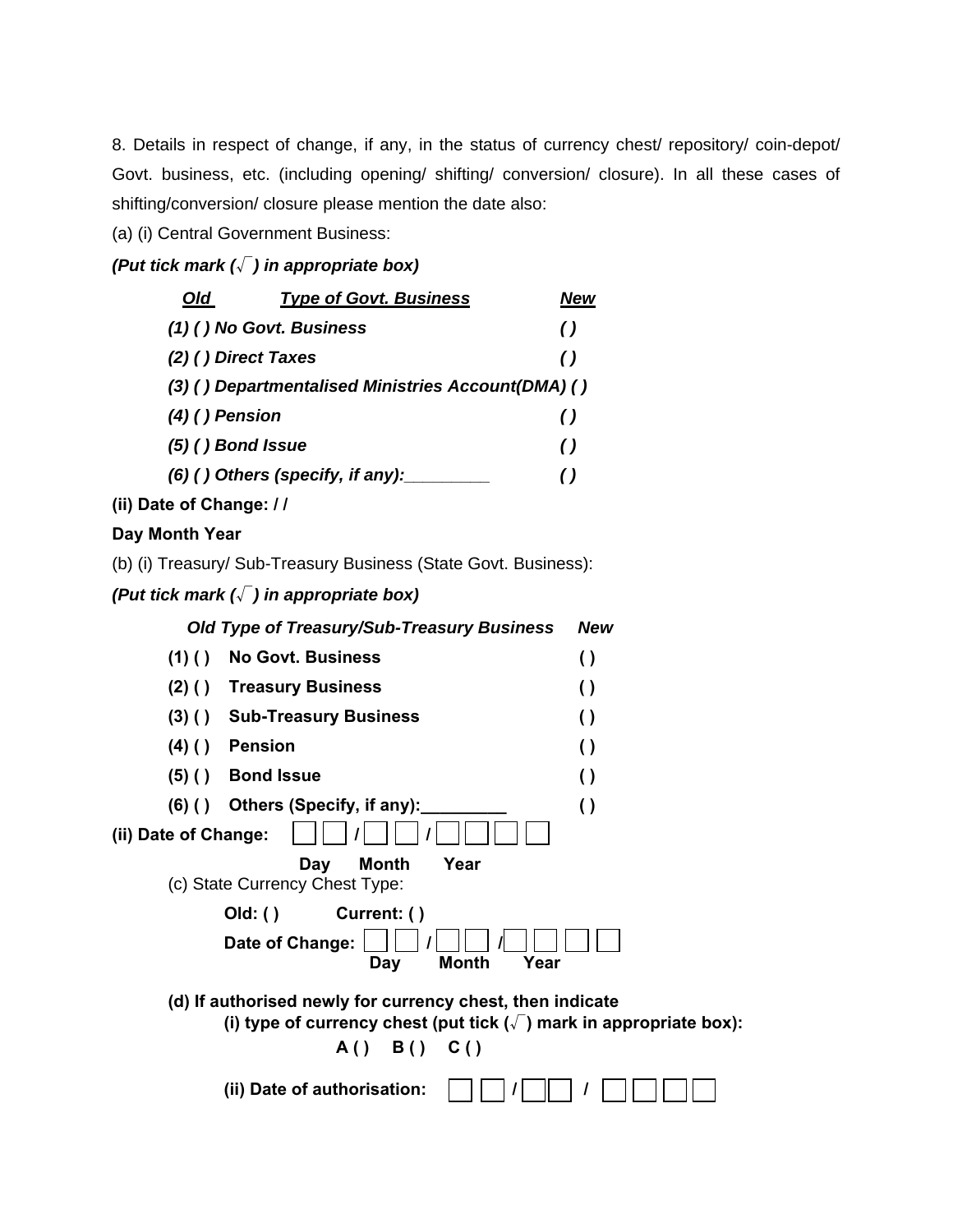8. Details in respect of change, if any, in the status of currency chest/ repository/ coin-depot/ Govt. business, etc. (including opening/ shifting/ conversion/ closure). In all these cases of shifting/conversion/ closure please mention the date also:

(a) (i) Central Government Business:

***(Put tick mark (√) in appropriate box)***

| ***Old*** | ***Type of Govt. Business*** | ***New*** |
|---|---|---|
| ***(1) ( )*** | ***No Govt. Business*** | ***( )*** |
| ***(2) ( )*** | ***Direct Taxes*** | ***( )*** |
| ***(3) ( )*** | ***Departmentalised Ministries Account(DMA)*** | ***( )*** |
| ***(4) ( )*** | ***Pension*** | ***( )*** |
| ***(5) ( )*** | ***Bond Issue*** | ***( )*** |
| ***(6) ( )*** | ***Others (specify, if any):_________*** | ***( )*** |

**(ii) Date of Change: / /**

**Day Month Year**

(b) (i) Treasury/ Sub-Treasury Business (State Govt. Business):

***(Put tick mark (√) in appropriate box)***

| ***Old*** | ***Type of Treasury/Sub-Treasury Business*** | ***New*** |
|---|---|---|
| **(1) ( )** | **No Govt. Business** | **( )** |
| **(2) ( )** | **Treasury Business** | **( )** |
| **(3) ( )** | **Sub-Treasury Business** | **( )** |
| **(4) ( )** | **Pension** | **( )** |
| **(5) ( )** | **Bond Issue** | **( )** |
| **(6) ( )** | **Others (Specify, if any):_________** | **( )** |

**(ii) Date of Change:** ☐☐ / ☐☐ / ☐☐☐☐

**Day Month Year**

(c) State Currency Chest Type:

**Old: ( )** **Current: ( )**

**Date of Change:** ☐☐ / ☐☐ / ☐☐☐☐

**Day Month Year**

**(d) If authorised newly for currency chest, then indicate**

**(i) type of currency chest (put tick (√) mark in appropriate box):**

**A ( ) B ( ) C ( )**

**(ii) Date of authorisation:** ☐☐ / ☐☐ / ☐☐☐☐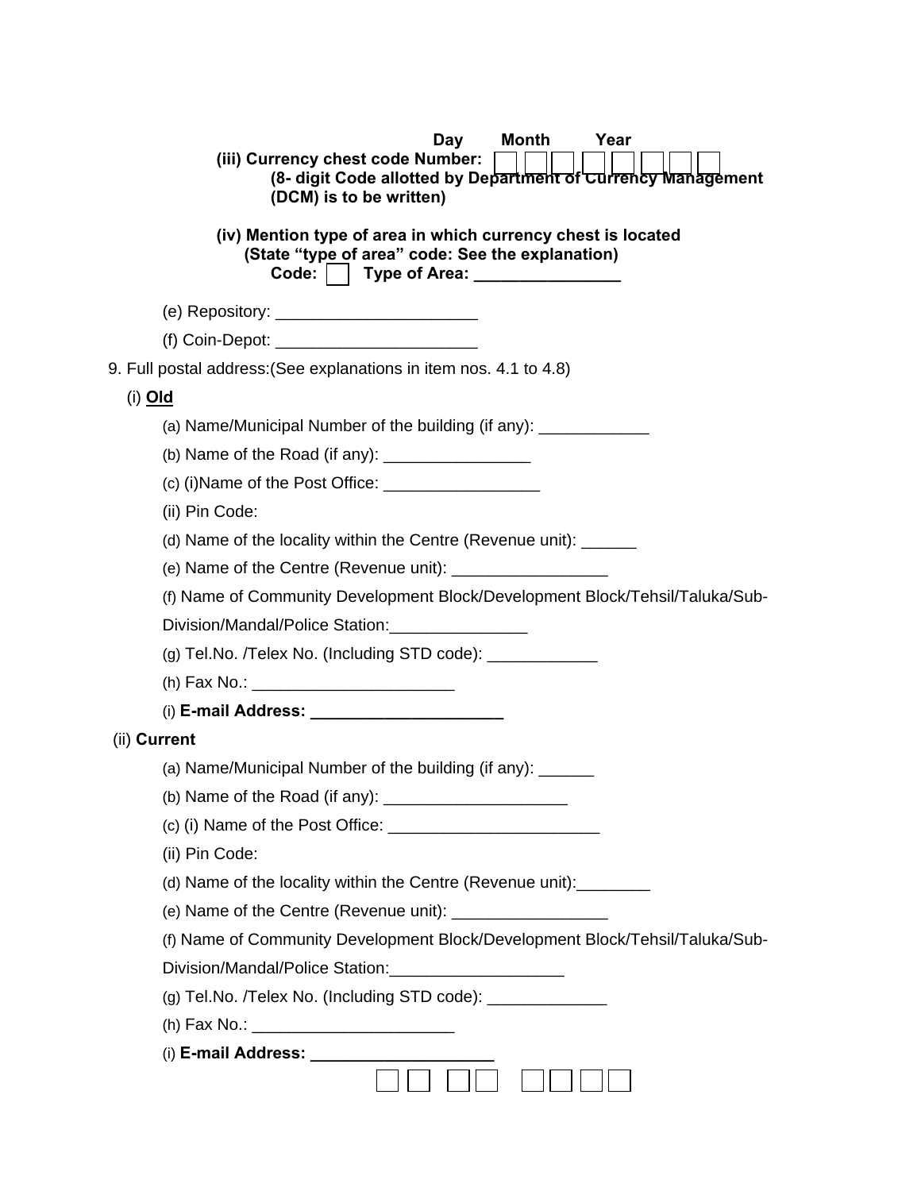Day Month Year

**(iii) Currency chest code Number:** ☐☐☐☐☐☐☐☐
**(8- digit Code allotted by Department of Currency Management (DCM) is to be written)**

**(iv) Mention type of area in which currency chest is located (State "type of area" code: See the explanation)**
**Code:** ☐ **Type of Area: _______________**

(e) Repository: _____________________

(f) Coin-Depot: _____________________

9. Full postal address:(See explanations in item nos. 4.1 to 4.8)

(i) **Old**

(a) Name/Municipal Number of the building (if any): ____________

(b) Name of the Road (if any): ________________

(c) (i)Name of the Post Office: ________________

(ii) Pin Code:

(d) Name of the locality within the Centre (Revenue unit): ______

(e) Name of the Centre (Revenue unit): ________________

(f) Name of Community Development Block/Development Block/Tehsil/Taluka/Sub-Division/Mandal/Police Station:_______________

(g) Tel.No. /Telex No. (Including STD code): ____________

(h) Fax No.: _____________________

(i) **E-mail Address: _____________________**

(ii) **Current**

(a) Name/Municipal Number of the building (if any): ______

(b) Name of the Road (if any): ____________________

(c) (i) Name of the Post Office: _______________________

(ii) Pin Code:

(d) Name of the locality within the Centre (Revenue unit):________

(e) Name of the Centre (Revenue unit): ________________

(f) Name of Community Development Block/Development Block/Tehsil/Taluka/Sub-Division/Mandal/Police Station:___________________

(g) Tel.No. /Telex No. (Including STD code): _____________

(h) Fax No.: _____________________

(i) **E-mail Address: ____________________**

☐☐ ☐☐ ☐☐☐☐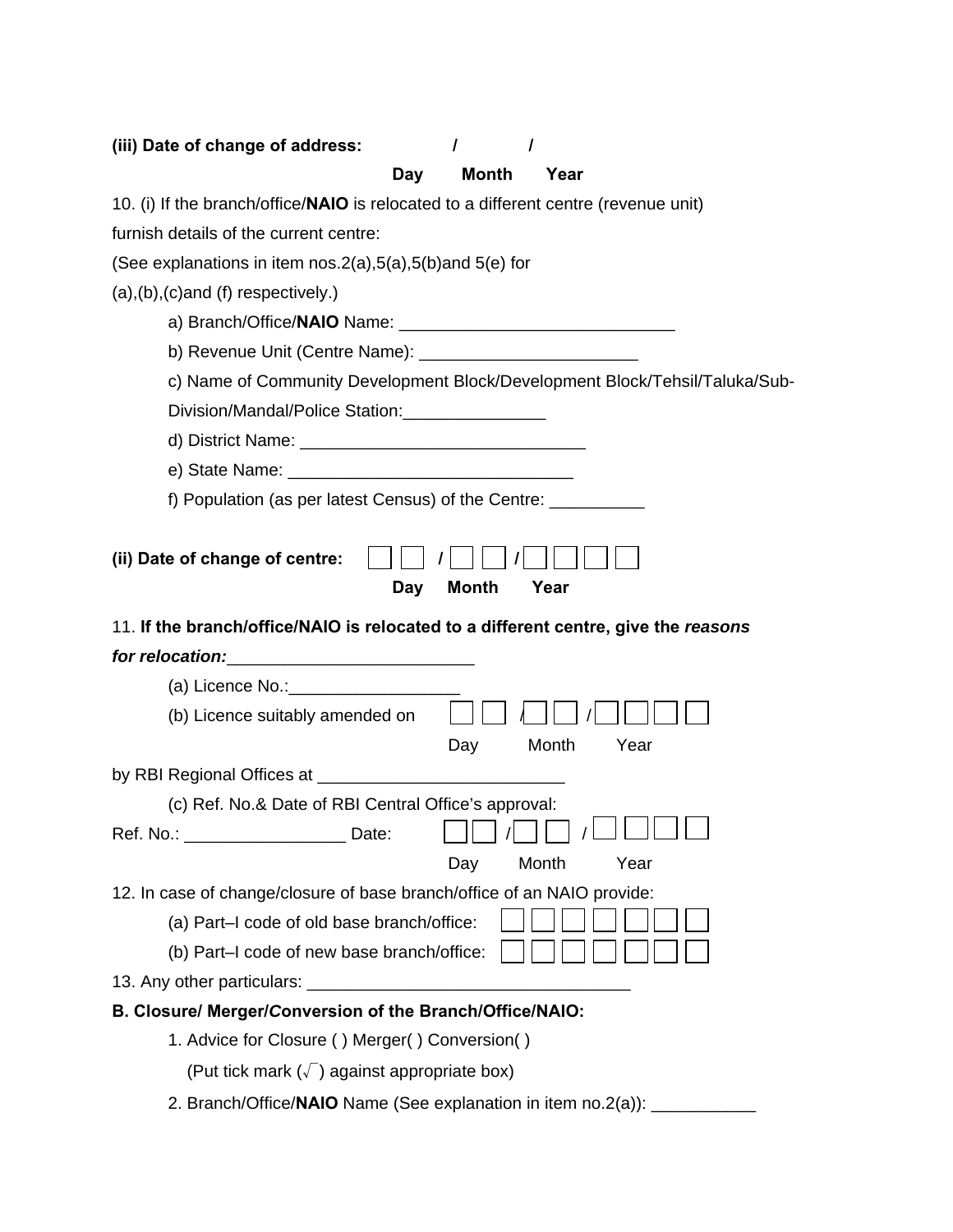**(iii) Date of change of address:** / /

**Day Month Year**

10. (i) If the branch/office/**NAIO** is relocated to a different centre (revenue unit) furnish details of the current centre:

(See explanations in item nos.2(a),5(a),5(b)and 5(e) for (a),(b),(c)and (f) respectively.)

a) Branch/Office/**NAIO** Name: _____________________________

b) Revenue Unit (Centre Name): _______________________

c) Name of Community Development Block/Development Block/Tehsil/Taluka/Sub-Division/Mandal/Police Station:_______________

d) District Name: ______________________________

e) State Name: ______________________________

f) Population (as per latest Census) of the Centre: __________

**(ii) Date of change of centre:** ☐☐ / ☐☐ / ☐☐☐☐

**Day Month Year**

11. **If the branch/office/NAIO is relocated to a different centre, give the *reasons for relocation:***_________________________

(a) Licence No.:__________________

(b) Licence suitably amended on ☐☐ / ☐☐ / ☐☐☐☐

Day Month Year

by RBI Regional Offices at __________________________

(c) Ref. No.& Date of RBI Central Office's approval:

Ref. No.: _________________ Date: ☐☐ / ☐☐ / ☐☐☐☐

Day Month Year

12. In case of change/closure of base branch/office of an NAIO provide:

(a) Part–I code of old base branch/office: ☐☐☐☐☐☐☐

(b) Part–I code of new base branch/office: ☐☐☐☐☐☐☐

13. Any other particulars: _________________________________

**B. Closure/ Merger/*C*onversion of the Branch/Office/NAIO:**

1. Advice for Closure ( ) Merger( ) Conversion( )

   (Put tick mark (√) against appropriate box)

2. Branch/Office/**NAIO** Name (See explanation in item no.2(a)): ___________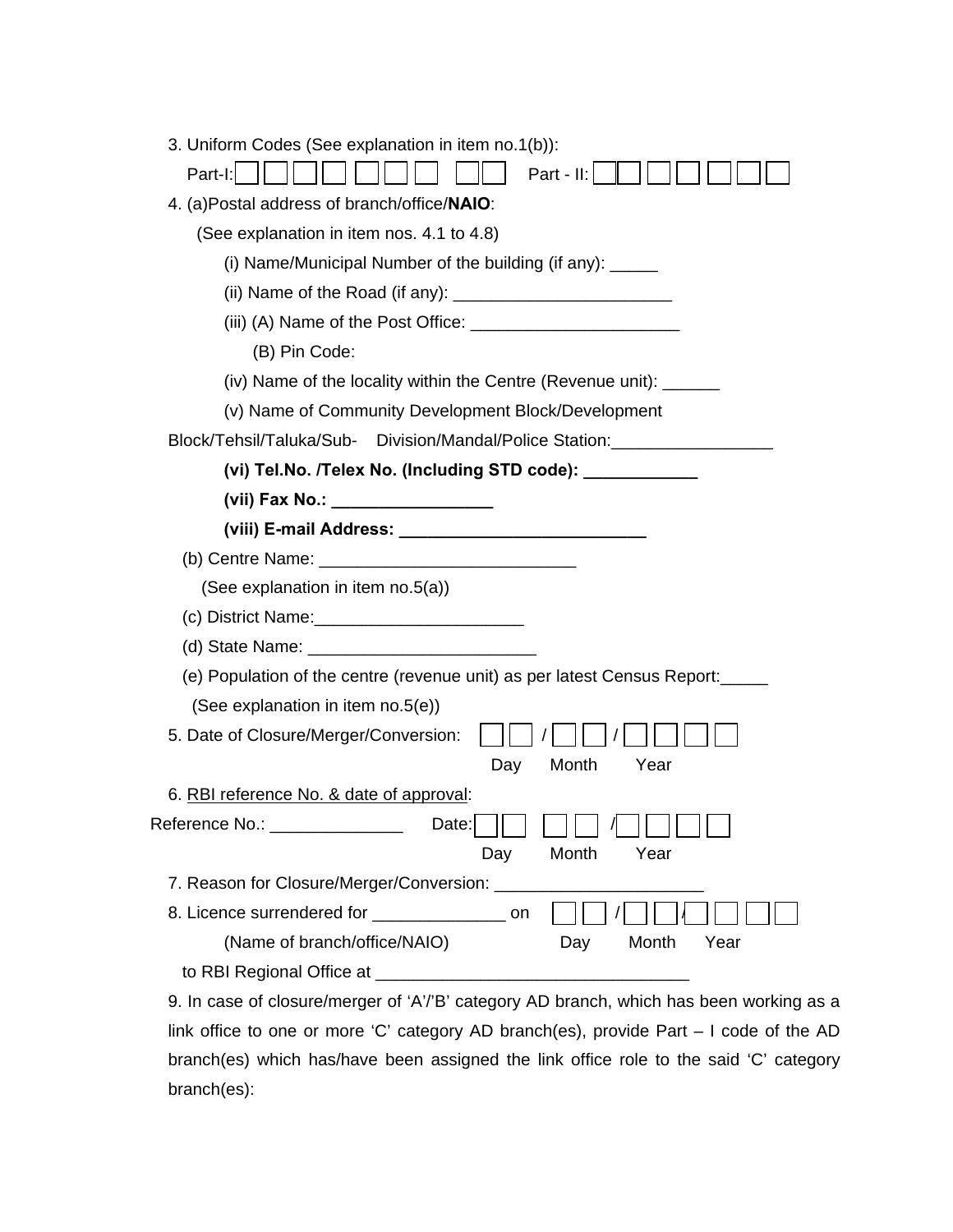3. Uniform Codes (See explanation in item no.1(b)):

Part-I: ☐☐☐☐ ☐☐☐ ☐☐ Part - II: ☐☐☐☐☐☐☐

4. (a)Postal address of branch/office/**NAIO**:

(See explanation in item nos. 4.1 to 4.8)

(i) Name/Municipal Number of the building (if any): _____

(ii) Name of the Road (if any): _______________________

(iii) (A) Name of the Post Office: ______________________

(B) Pin Code:

(iv) Name of the locality within the Centre (Revenue unit): ______

(v) Name of Community Development Block/Development Block/Tehsil/Taluka/Sub- Division/Mandal/Police Station:_________________

**(vi) Tel.No. /Telex No. (Including STD code): ____________**

**(vii) Fax No.: _________________**

**(viii) E-mail Address: __________________________**

(b) Centre Name: ___________________________

(See explanation in item no.5(a))

(c) District Name:______________________

(d) State Name: ________________________

(e) Population of the centre (revenue unit) as per latest Census Report:_____

(See explanation in item no.5(e))

5. Date of Closure/Merger/Conversion: ☐☐ / ☐☐ / ☐☐☐☐

Day Month Year

6. <u>RBI reference No. & date of approval</u>:

Reference No.: ______________ Date: ☐☐ ☐☐ / ☐☐☐☐

Day Month Year

7. Reason for Closure/Merger/Conversion: ______________________

8. Licence surrendered for ______________ on ☐☐ / ☐☐ / ☐☐☐☐

(Name of branch/office/NAIO) Day Month Year

to RBI Regional Office at _________________________________

9. In case of closure/merger of 'A'/'B' category AD branch, which has been working as a link office to one or more 'C' category AD branch(es), provide Part – I code of the AD branch(es) which has/have been assigned the link office role to the said 'C' category branch(es):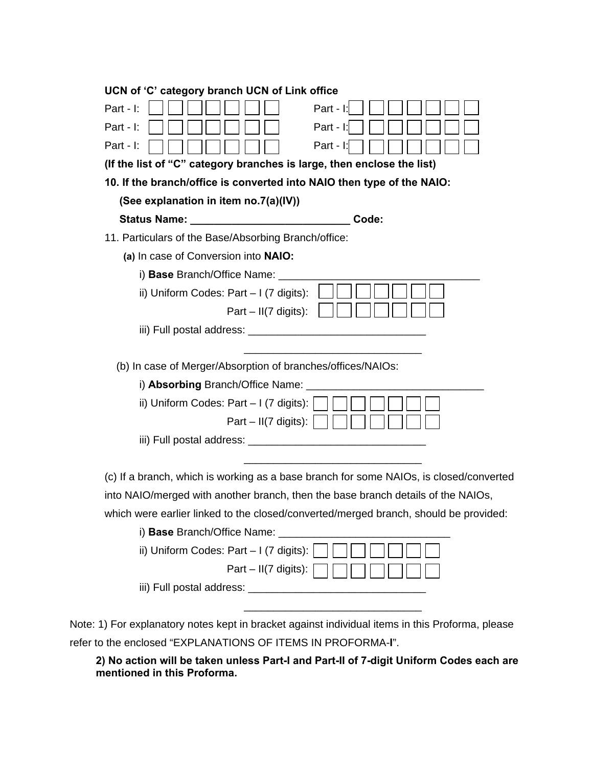**UCN of 'C' category branch UCN of Link office**

Part - I: ☐☐☐☐☐☐☐ Part - I: ☐☐☐☐☐☐☐

Part - I: ☐☐☐☐☐☐☐ Part - I: ☐☐☐☐☐☐☐

Part - I: ☐☐☐☐☐☐☐ Part - I: ☐☐☐☐☐☐☐

**(If the list of "C" category branches is large, then enclose the list)**

**10. If the branch/office is converted into NAIO then type of the NAIO:**

**(See explanation in item no.7(a)(IV))**

**Status Name: ___________________________ Code:**

11. Particulars of the Base/Absorbing Branch/office:

**(a)** In case of Conversion into **NAIO:**

i) **Base** Branch/Office Name: _________________________________

ii) Uniform Codes: Part – I (7 digits): ☐☐☐☐☐☐☐

Part – II(7 digits): ☐☐☐☐☐☐☐

iii) Full postal address: ______________________________

______________________________

(b) In case of Merger/Absorption of branches/offices/NAIOs:

i) **Absorbing** Branch/Office Name: ______________________________

ii) Uniform Codes: Part – I (7 digits): ☐☐☐☐☐☐☐

Part – II(7 digits): ☐☐☐☐☐☐☐

iii) Full postal address: ______________________________

______________________________

(c) If a branch, which is working as a base branch for some NAIOs, is closed/converted into NAIO/merged with another branch, then the base branch details of the NAIOs, which were earlier linked to the closed/converted/merged branch, should be provided:

i) **Base** Branch/Office Name: ____________________________

ii) Uniform Codes: Part – I (7 digits): ☐☐☐☐☐☐☐

Part – II(7 digits): ☐☐☐☐☐☐☐

iii) Full postal address: ______________________________

______________________________

Note: 1) For explanatory notes kept in bracket against individual items in this Proforma, please refer to the enclosed "EXPLANATIONS OF ITEMS IN PROFORMA-**I**".

**2) No action will be taken unless Part-I and Part-II of 7-digit Uniform Codes each are mentioned in this Proforma.**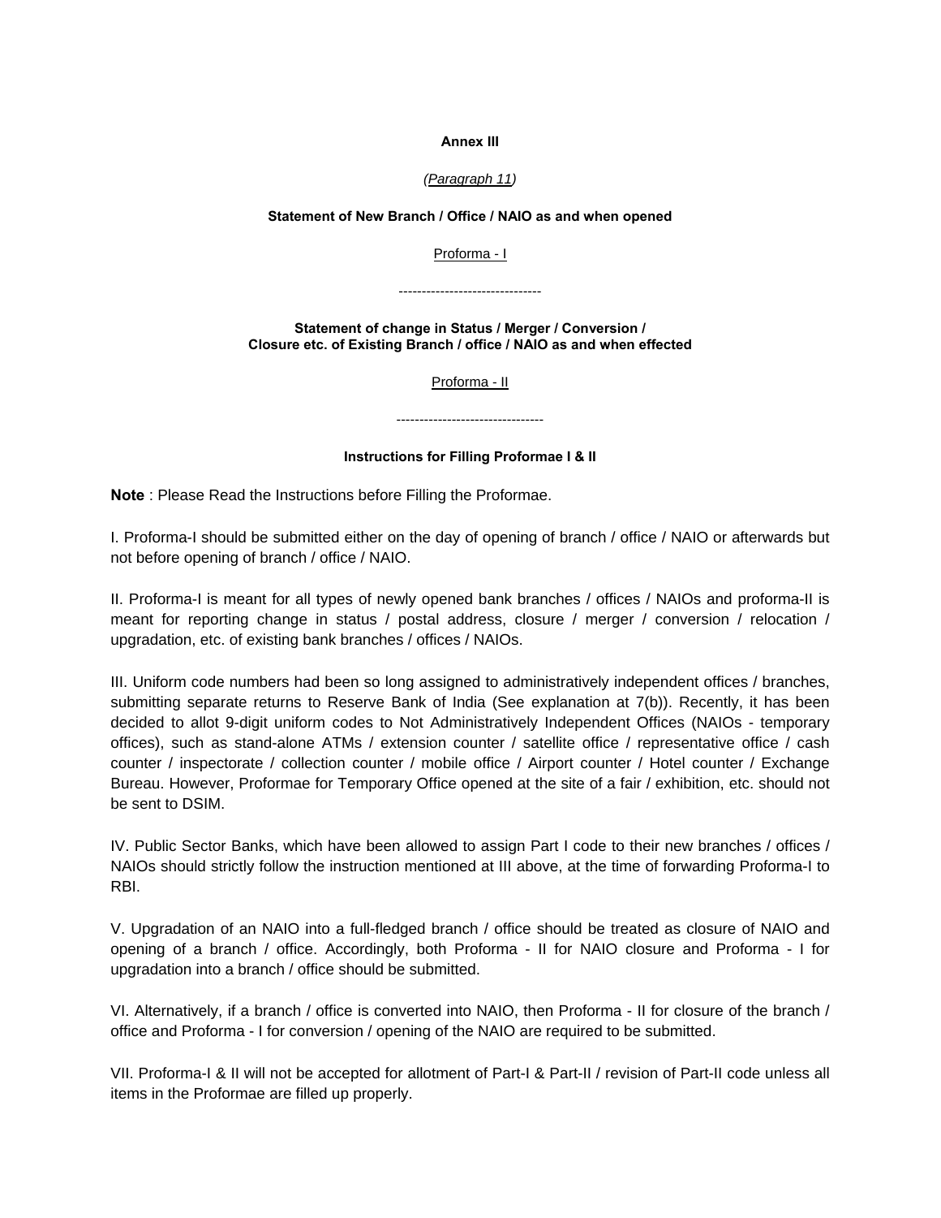**Annex III**

*(Paragraph 11)*

**Statement of New Branch / Office / NAIO as and when opened**

Proforma - I

-------------------------------

**Statement of change in Status / Merger / Conversion / Closure etc. of Existing Branch / office / NAIO as and when effected**

Proforma - II

--------------------------------

**Instructions for Filling Proformae I & II**

**Note** : Please Read the Instructions before Filling the Proformae.

I. Proforma-I should be submitted either on the day of opening of branch / office / NAIO or afterwards but not before opening of branch / office / NAIO.

II. Proforma-I is meant for all types of newly opened bank branches / offices / NAIOs and proforma-II is meant for reporting change in status / postal address, closure / merger / conversion / relocation / upgradation, etc. of existing bank branches / offices / NAIOs.

III. Uniform code numbers had been so long assigned to administratively independent offices / branches, submitting separate returns to Reserve Bank of India (See explanation at 7(b)). Recently, it has been decided to allot 9-digit uniform codes to Not Administratively Independent Offices (NAIOs - temporary offices), such as stand-alone ATMs / extension counter / satellite office / representative office / cash counter / inspectorate / collection counter / mobile office / Airport counter / Hotel counter / Exchange Bureau. However, Proformae for Temporary Office opened at the site of a fair / exhibition, etc. should not be sent to DSIM.

IV. Public Sector Banks, which have been allowed to assign Part I code to their new branches / offices / NAIOs should strictly follow the instruction mentioned at III above, at the time of forwarding Proforma-I to RBI.

V. Upgradation of an NAIO into a full-fledged branch / office should be treated as closure of NAIO and opening of a branch / office. Accordingly, both Proforma - II for NAIO closure and Proforma - I for upgradation into a branch / office should be submitted.

VI. Alternatively, if a branch / office is converted into NAIO, then Proforma - II for closure of the branch / office and Proforma - I for conversion / opening of the NAIO are required to be submitted.

VII. Proforma-I & II will not be accepted for allotment of Part-I & Part-II / revision of Part-II code unless all items in the Proformae are filled up properly.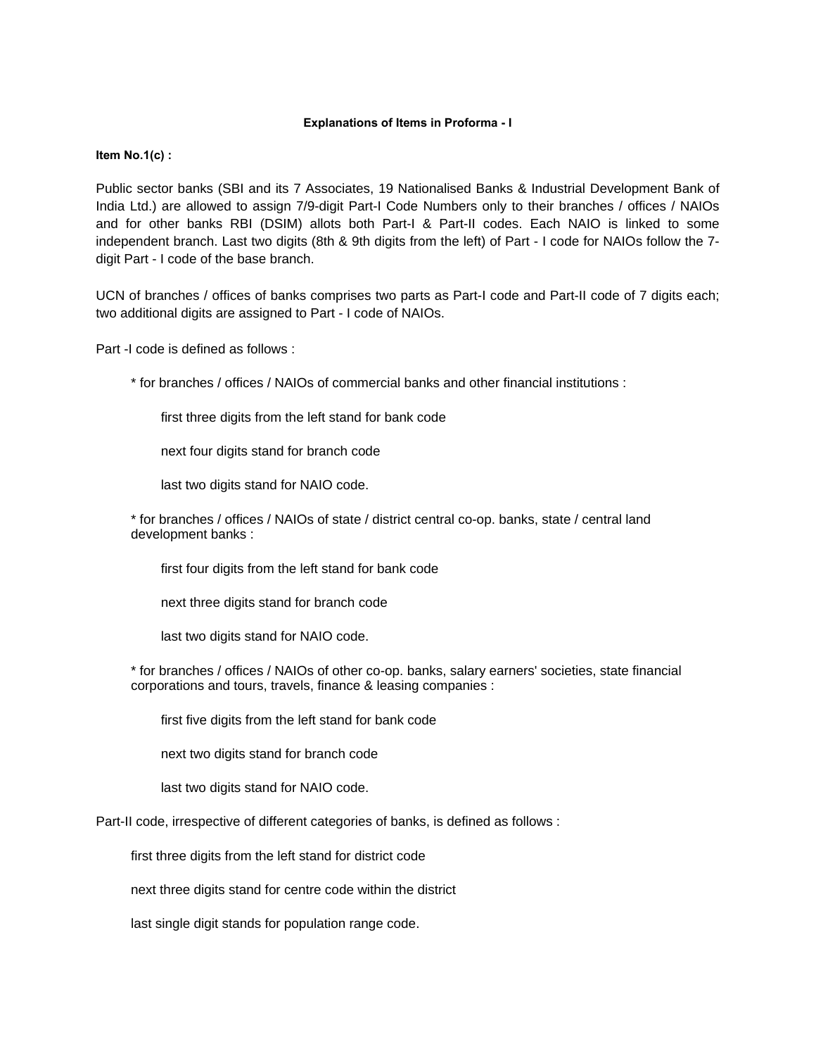### Explanations of Items in Proforma - I

**Item No.1(c) :**

Public sector banks (SBI and its 7 Associates, 19 Nationalised Banks & Industrial Development Bank of India Ltd.) are allowed to assign 7/9-digit Part-I Code Numbers only to their branches / offices / NAIOs and for other banks RBI (DSIM) allots both Part-I & Part-II codes. Each NAIO is linked to some independent branch. Last two digits (8th & 9th digits from the left) of Part - I code for NAIOs follow the 7-digit Part - I code of the base branch.

UCN of branches / offices of banks comprises two parts as Part-I code and Part-II code of 7 digits each; two additional digits are assigned to Part - I code of NAIOs.

Part -I code is defined as follows :

* for branches / offices / NAIOs of commercial banks and other financial institutions :

  first three digits from the left stand for bank code

  next four digits stand for branch code

  last two digits stand for NAIO code.

* for branches / offices / NAIOs of state / district central co-op. banks, state / central land development banks :

  first four digits from the left stand for bank code

  next three digits stand for branch code

  last two digits stand for NAIO code.

* for branches / offices / NAIOs of other co-op. banks, salary earners' societies, state financial corporations and tours, travels, finance & leasing companies :

  first five digits from the left stand for bank code

  next two digits stand for branch code

  last two digits stand for NAIO code.

Part-II code, irrespective of different categories of banks, is defined as follows :

first three digits from the left stand for district code

next three digits stand for centre code within the district

last single digit stands for population range code.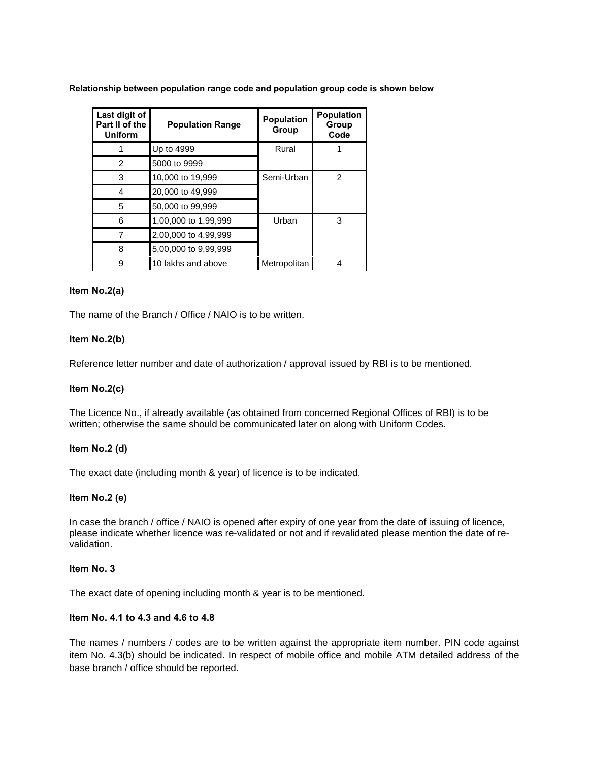**Relationship between population range code and population group code is shown below**

| Last digit of Part II of the Uniform | Population Range | Population Group | Population Group Code |
|---|---|---|---|
| 1 | Up to 4999 | Rural | 1 |
| 2 | 5000 to 9999 | | |
| 3 | 10,000 to 19,999 | Semi-Urban | 2 |
| 4 | 20,000 to 49,999 | | |
| 5 | 50,000 to 99,999 | | |
| 6 | 1,00,000 to 1,99,999 | Urban | 3 |
| 7 | 2,00,000 to 4,99,999 | | |
| 8 | 5,00,000 to 9,99,999 | | |
| 9 | 10 lakhs and above | Metropolitan | 4 |

**Item No.2(a)**

The name of the Branch / Office / NAIO is to be written.

**Item No.2(b)**

Reference letter number and date of authorization / approval issued by RBI is to be mentioned.

**Item No.2(c)**

The Licence No., if already available (as obtained from concerned Regional Offices of RBI) is to be written; otherwise the same should be communicated later on along with Uniform Codes.

**Item No.2 (d)**

The exact date (including month & year) of licence is to be indicated.

**Item No.2 (e)**

In case the branch / office / NAIO is opened after expiry of one year from the date of issuing of licence, please indicate whether licence was re-validated or not and if revalidated please mention the date of re-validation.

**Item No. 3**

The exact date of opening including month & year is to be mentioned.

**Item No. 4.1 to 4.3 and 4.6 to 4.8**

The names / numbers / codes are to be written against the appropriate item number. PIN code against item No. 4.3(b) should be indicated. In respect of mobile office and mobile ATM detailed address of the base branch / office should be reported.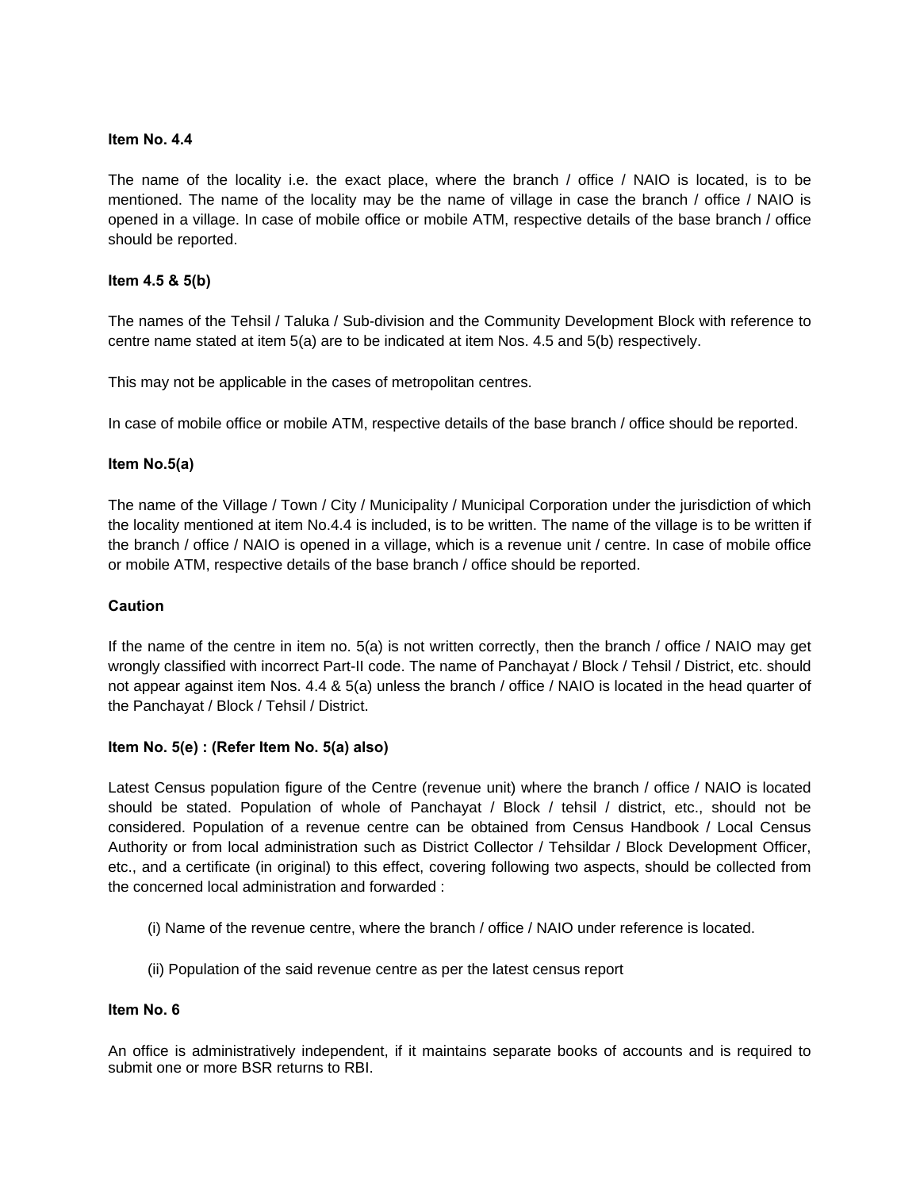**Item No. 4.4**

The name of the locality i.e. the exact place, where the branch / office / NAIO is located, is to be mentioned. The name of the locality may be the name of village in case the branch / office / NAIO is opened in a village. In case of mobile office or mobile ATM, respective details of the base branch / office should be reported.

**Item 4.5 & 5(b)**

The names of the Tehsil / Taluka / Sub-division and the Community Development Block with reference to centre name stated at item 5(a) are to be indicated at item Nos. 4.5 and 5(b) respectively.

This may not be applicable in the cases of metropolitan centres.

In case of mobile office or mobile ATM, respective details of the base branch / office should be reported.

**Item No.5(a)**

The name of the Village / Town / City / Municipality / Municipal Corporation under the jurisdiction of which the locality mentioned at item No.4.4 is included, is to be written. The name of the village is to be written if the branch / office / NAIO is opened in a village, which is a revenue unit / centre. In case of mobile office or mobile ATM, respective details of the base branch / office should be reported.

**Caution**

If the name of the centre in item no. 5(a) is not written correctly, then the branch / office / NAIO may get wrongly classified with incorrect Part-II code. The name of Panchayat / Block / Tehsil / District, etc. should not appear against item Nos. 4.4 & 5(a) unless the branch / office / NAIO is located in the head quarter of the Panchayat / Block / Tehsil / District.

**Item No. 5(e) : (Refer Item No. 5(a) also)**

Latest Census population figure of the Centre (revenue unit) where the branch / office / NAIO is located should be stated. Population of whole of Panchayat / Block / tehsil / district, etc., should not be considered. Population of a revenue centre can be obtained from Census Handbook / Local Census Authority or from local administration such as District Collector / Tehsildar / Block Development Officer, etc., and a certificate (in original) to this effect, covering following two aspects, should be collected from the concerned local administration and forwarded :

(i) Name of the revenue centre, where the branch / office / NAIO under reference is located.

(ii) Population of the said revenue centre as per the latest census report

**Item No. 6**

An office is administratively independent, if it maintains separate books of accounts and is required to submit one or more BSR returns to RBI.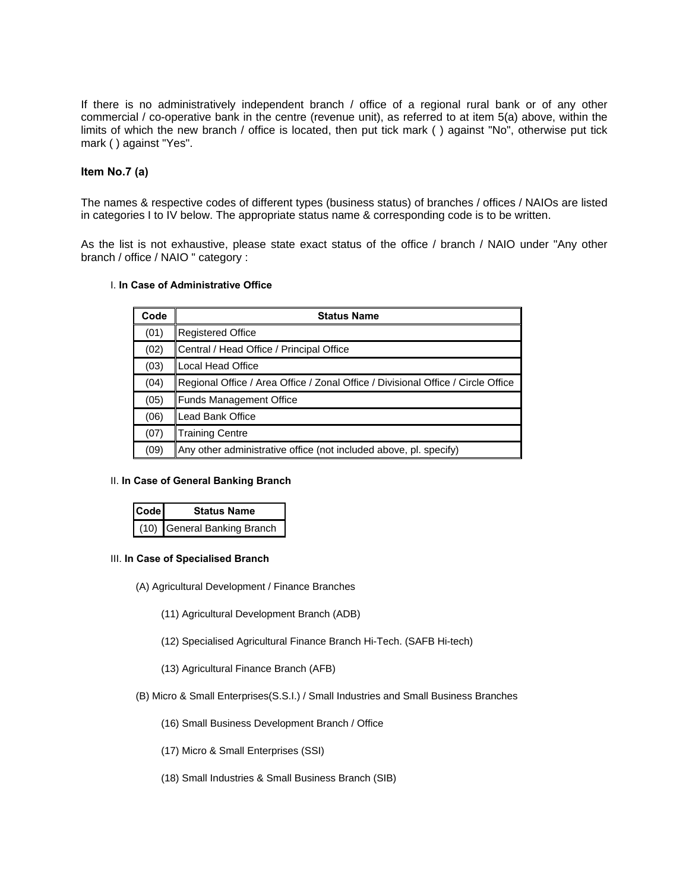If there is no administratively independent branch / office of a regional rural bank or of any other commercial / co-operative bank in the centre (revenue unit), as referred to at item 5(a) above, within the limits of which the new branch / office is located, then put tick mark ( ) against "No", otherwise put tick mark ( ) against "Yes".

**Item No.7 (a)**

The names & respective codes of different types (business status) of branches / offices / NAIOs are listed in categories I to IV below. The appropriate status name & corresponding code is to be written.

As the list is not exhaustive, please state exact status of the office / branch / NAIO under "Any other branch / office / NAIO " category :

I. **In Case of Administrative Office**

| Code | Status Name |
|---|---|
| (01) | Registered Office |
| (02) | Central / Head Office / Principal Office |
| (03) | Local Head Office |
| (04) | Regional Office / Area Office / Zonal Office / Divisional Office / Circle Office |
| (05) | Funds Management Office |
| (06) | Lead Bank Office |
| (07) | Training Centre |
| (09) | Any other administrative office (not included above, pl. specify) |

II. **In Case of General Banking Branch**

| Code | Status Name |
|---|---|
| (10) | General Banking Branch |

III. **In Case of Specialised Branch**

(A) Agricultural Development / Finance Branches

(11) Agricultural Development Branch (ADB)

(12) Specialised Agricultural Finance Branch Hi-Tech. (SAFB Hi-tech)

(13) Agricultural Finance Branch (AFB)

(B) Micro & Small Enterprises(S.S.I.) / Small Industries and Small Business Branches

(16) Small Business Development Branch / Office

(17) Micro & Small Enterprises (SSI)

(18) Small Industries & Small Business Branch (SIB)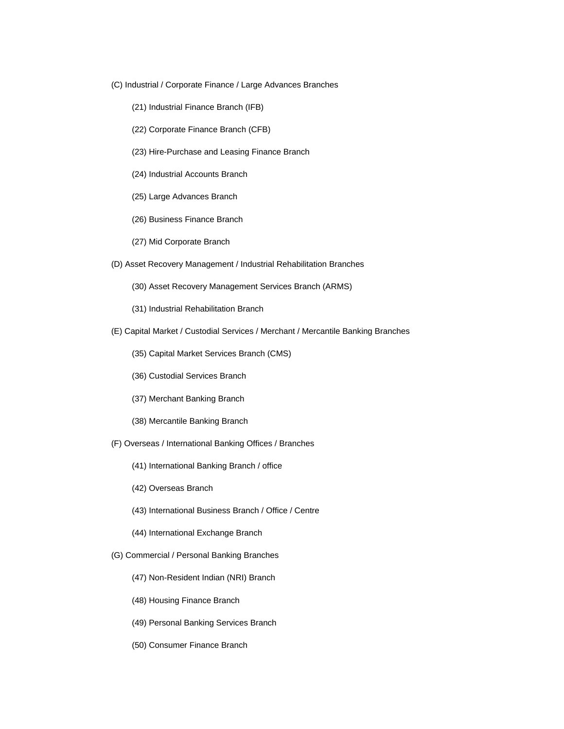(C) Industrial / Corporate Finance / Large Advances Branches

- (21) Industrial Finance Branch (IFB)
- (22) Corporate Finance Branch (CFB)
- (23) Hire-Purchase and Leasing Finance Branch
- (24) Industrial Accounts Branch
- (25) Large Advances Branch
- (26) Business Finance Branch
- (27) Mid Corporate Branch

(D) Asset Recovery Management / Industrial Rehabilitation Branches

- (30) Asset Recovery Management Services Branch (ARMS)
- (31) Industrial Rehabilitation Branch

(E) Capital Market / Custodial Services / Merchant / Mercantile Banking Branches

- (35) Capital Market Services Branch (CMS)
- (36) Custodial Services Branch
- (37) Merchant Banking Branch
- (38) Mercantile Banking Branch

(F) Overseas / International Banking Offices / Branches

- (41) International Banking Branch / office
- (42) Overseas Branch
- (43) International Business Branch / Office / Centre
- (44) International Exchange Branch

(G) Commercial / Personal Banking Branches

- (47) Non-Resident Indian (NRI) Branch
- (48) Housing Finance Branch
- (49) Personal Banking Services Branch
- (50) Consumer Finance Branch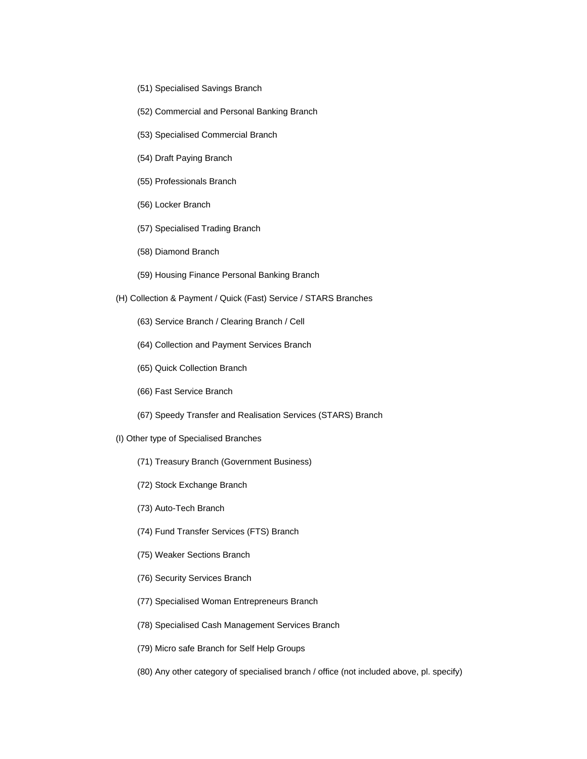(51) Specialised Savings Branch

(52) Commercial and Personal Banking Branch

(53) Specialised Commercial Branch

(54) Draft Paying Branch

(55) Professionals Branch

(56) Locker Branch

(57) Specialised Trading Branch

(58) Diamond Branch

(59) Housing Finance Personal Banking Branch

(H) Collection & Payment / Quick (Fast) Service / STARS Branches

(63) Service Branch / Clearing Branch / Cell

(64) Collection and Payment Services Branch

(65) Quick Collection Branch

(66) Fast Service Branch

(67) Speedy Transfer and Realisation Services (STARS) Branch

(I) Other type of Specialised Branches

(71) Treasury Branch (Government Business)

(72) Stock Exchange Branch

(73) Auto-Tech Branch

(74) Fund Transfer Services (FTS) Branch

(75) Weaker Sections Branch

(76) Security Services Branch

(77) Specialised Woman Entrepreneurs Branch

(78) Specialised Cash Management Services Branch

(79) Micro safe Branch for Self Help Groups

(80) Any other category of specialised branch / office (not included above, pl. specify)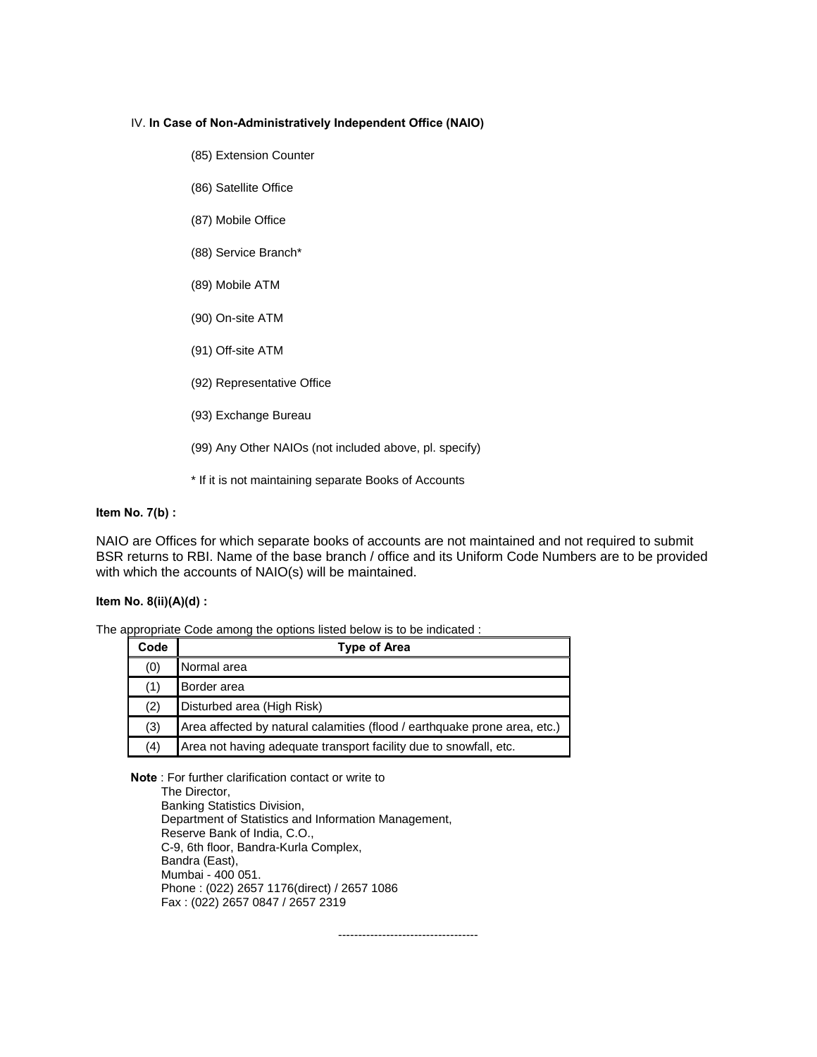IV. **In Case of Non-Administratively Independent Office (NAIO)**

(85) Extension Counter

(86) Satellite Office

(87) Mobile Office

(88) Service Branch*

(89) Mobile ATM

(90) On-site ATM

(91) Off-site ATM

(92) Representative Office

(93) Exchange Bureau

(99) Any Other NAIOs (not included above, pl. specify)

* If it is not maintaining separate Books of Accounts

**Item No. 7(b) :**

NAIO are Offices for which separate books of accounts are not maintained and not required to submit BSR returns to RBI. Name of the base branch / office and its Uniform Code Numbers are to be provided with which the accounts of NAIO(s) will be maintained.

**Item No. 8(ii)(A)(d) :**

The appropriate Code among the options listed below is to be indicated :

| Code | Type of Area |
|---|---|
| (0) | Normal area |
| (1) | Border area |
| (2) | Disturbed area (High Risk) |
| (3) | Area affected by natural calamities (flood / earthquake prone area, etc.) |
| (4) | Area not having adequate transport facility due to snowfall, etc. |

**Note** : For further clarification contact or write to
The Director,
Banking Statistics Division,
Department of Statistics and Information Management,
Reserve Bank of India, C.O.,
C-9, 6th floor, Bandra-Kurla Complex,
Bandra (East),
Mumbai - 400 051.
Phone : (022) 2657 1176(direct) / 2657 1086
Fax : (022) 2657 0847 / 2657 2319

-----------------------------------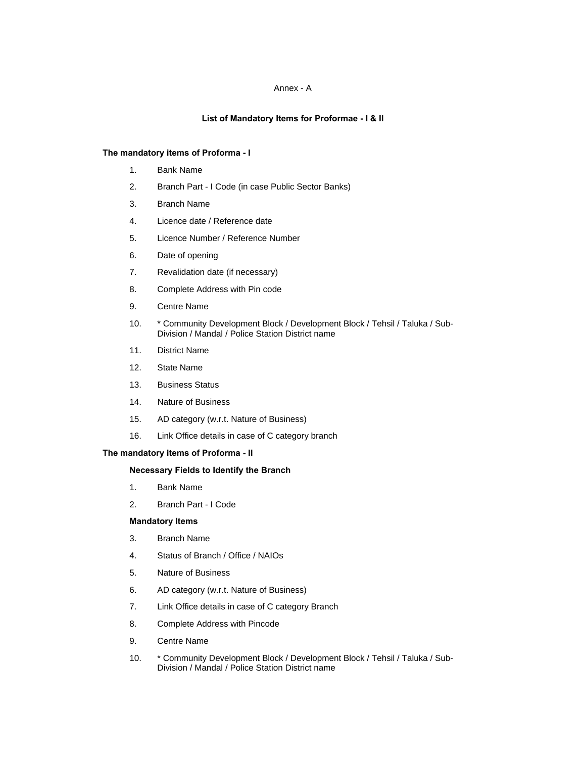Annex - A

## List of Mandatory Items for Proformae - I & II

**The mandatory items of Proforma - I**

1. Bank Name
2. Branch Part - I Code (in case Public Sector Banks)
3. Branch Name
4. Licence date / Reference date
5. Licence Number / Reference Number
6. Date of opening
7. Revalidation date (if necessary)
8. Complete Address with Pin code
9. Centre Name
10. * Community Development Block / Development Block / Tehsil / Taluka / Sub-Division / Mandal / Police Station District name
11. District Name
12. State Name
13. Business Status
14. Nature of Business
15. AD category (w.r.t. Nature of Business)
16. Link Office details in case of C category branch

**The mandatory items of Proforma - II**

**Necessary Fields to Identify the Branch**

1. Bank Name
2. Branch Part - I Code

**Mandatory Items**

3. Branch Name
4. Status of Branch / Office / NAIOs
5. Nature of Business
6. AD category (w.r.t. Nature of Business)
7. Link Office details in case of C category Branch
8. Complete Address with Pincode
9. Centre Name
10. * Community Development Block / Development Block / Tehsil / Taluka / Sub-Division / Mandal / Police Station District name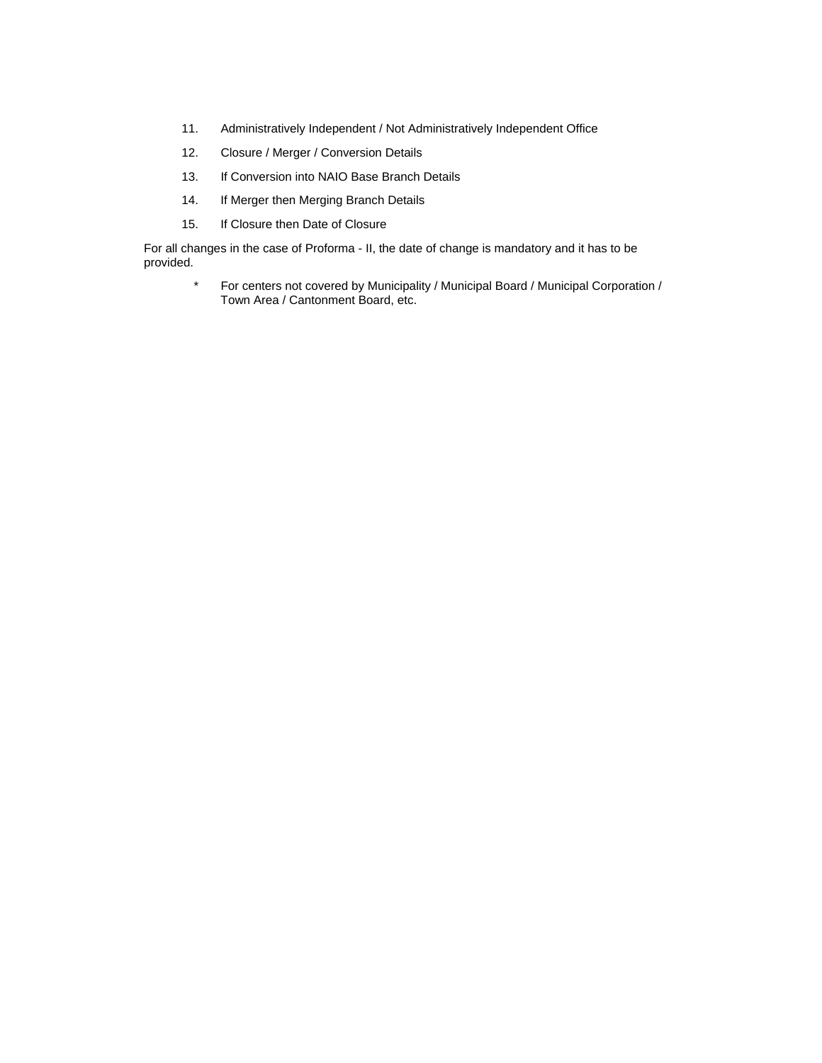11. Administratively Independent / Not Administratively Independent Office

12. Closure / Merger / Conversion Details

13. If Conversion into NAIO Base Branch Details

14. If Merger then Merging Branch Details

15. If Closure then Date of Closure

For all changes in the case of Proforma - II, the date of change is mandatory and it has to be provided.

\* For centers not covered by Municipality / Municipal Board / Municipal Corporation / Town Area / Cantonment Board, etc.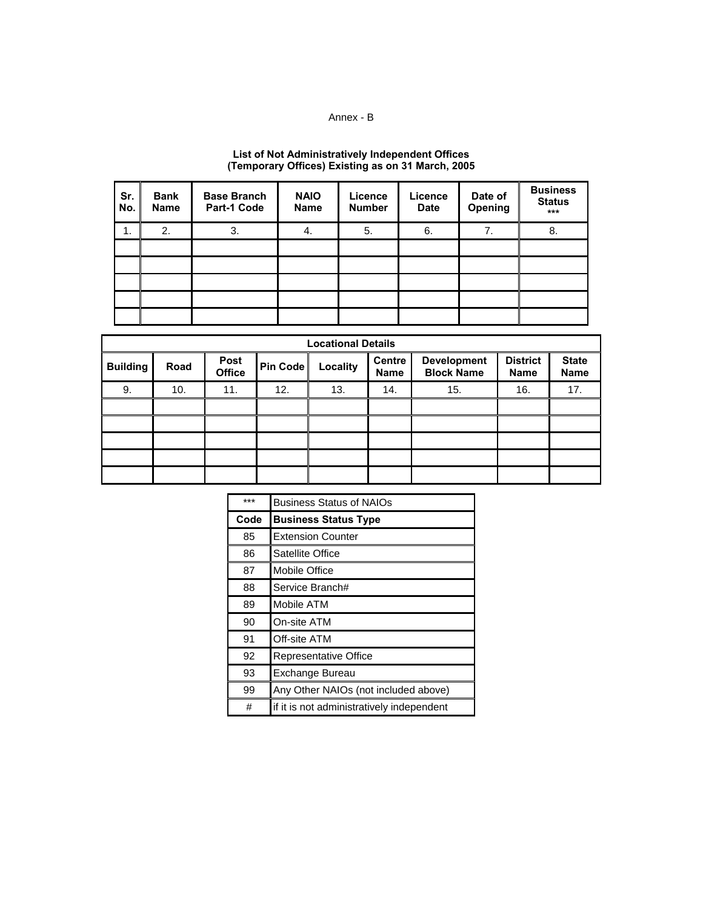Annex - B

**List of Not Administratively Independent Offices (Temporary Offices) Existing as on 31 March, 2005**

| Sr. No. | Bank Name | Base Branch Part-1 Code | NAIO Name | Licence Number | Licence Date | Date of Opening | Business Status *** |
|---|---|---|---|---|---|---|---|
| 1. | 2. | 3. | 4. | 5. | 6. | 7. | 8. |
| | | | | | | | |
| | | | | | | | |
| | | | | | | | |
| | | | | | | | |
| | | | | | | | |

| Locational Details | | | | | | | | |
|---|---|---|---|---|---|---|---|---|
| Building | Road | Post Office | Pin Code | Locality | Centre Name | Development Block Name | District Name | State Name |
| 9. | 10. | 11. | 12. | 13. | 14. | 15. | 16. | 17. |
| | | | | | | | | |
| | | | | | | | | |
| | | | | | | | | |
| | | | | | | | | |
| | | | | | | | | |

| *** | Business Status of NAIOs |
|---|---|
| **Code** | **Business Status Type** |
| 85 | Extension Counter |
| 86 | Satellite Office |
| 87 | Mobile Office |
| 88 | Service Branch# |
| 89 | Mobile ATM |
| 90 | On-site ATM |
| 91 | Off-site ATM |
| 92 | Representative Office |
| 93 | Exchange Bureau |
| 99 | Any Other NAIOs (not included above) |
| # | if it is not administratively independent |